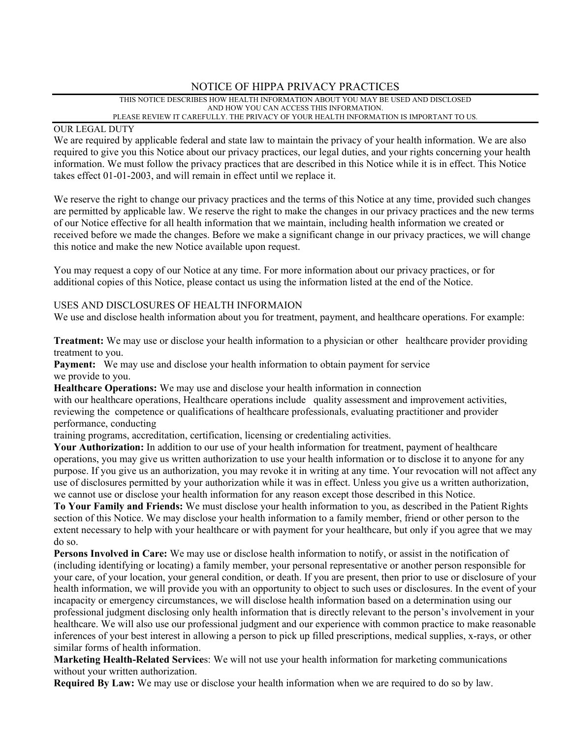# NOTICE OF HIPPA PRIVACY PRACTICES

THIS NOTICE DESCRIBES HOW HEALTH INFORMATION ABOUT YOU MAY BE USED AND DISCLOSED AND HOW YOU CAN ACCESS THIS INFORMATION.
PLEASE REVIEW IT CAREFULLY. THE PRIVACY OF YOUR HEALTH INFORMATION IS IMPORTANT TO US.

## OUR LEGAL DUTY

We are required by applicable federal and state law to maintain the privacy of your health information. We are also required to give you this Notice about our privacy practices, our legal duties, and your rights concerning your health information. We must follow the privacy practices that are described in this Notice while it is in effect. This Notice takes effect 01-01-2003, and will remain in effect until we replace it.

We reserve the right to change our privacy practices and the terms of this Notice at any time, provided such changes are permitted by applicable law. We reserve the right to make the changes in our privacy practices and the new terms of our Notice effective for all health information that we maintain, including health information we created or received before we made the changes. Before we make a significant change in our privacy practices, we will change this notice and make the new Notice available upon request.

You may request a copy of our Notice at any time. For more information about our privacy practices, or for additional copies of this Notice, please contact us using the information listed at the end of the Notice.

## USES AND DISCLOSURES OF HEALTH INFORMAION

We use and disclose health information about you for treatment, payment, and healthcare operations. For example:

**Treatment:** We may use or disclose your health information to a physician or other healthcare provider providing treatment to you.

**Payment:** We may use and disclose your health information to obtain payment for service we provide to you.

**Healthcare Operations:** We may use and disclose your health information in connection with our healthcare operations, Healthcare operations include quality assessment and improvement activities, reviewing the competence or qualifications of healthcare professionals, evaluating practitioner and provider performance, conducting training programs, accreditation, certification, licensing or credentialing activities.

**Your Authorization:** In addition to our use of your health information for treatment, payment of healthcare operations, you may give us written authorization to use your health information or to disclose it to anyone for any purpose. If you give us an authorization, you may revoke it in writing at any time. Your revocation will not affect any use of disclosures permitted by your authorization while it was in effect. Unless you give us a written authorization, we cannot use or disclose your health information for any reason except those described in this Notice.

**To Your Family and Friends:** We must disclose your health information to you, as described in the Patient Rights section of this Notice. We may disclose your health information to a family member, friend or other person to the extent necessary to help with your healthcare or with payment for your healthcare, but only if you agree that we may do so.

**Persons Involved in Care:** We may use or disclose health information to notify, or assist in the notification of (including identifying or locating) a family member, your personal representative or another person responsible for your care, of your location, your general condition, or death. If you are present, then prior to use or disclosure of your health information, we will provide you with an opportunity to object to such uses or disclosures. In the event of your incapacity or emergency circumstances, we will disclose health information based on a determination using our professional judgment disclosing only health information that is directly relevant to the person's involvement in your healthcare. We will also use our professional judgment and our experience with common practice to make reasonable inferences of your best interest in allowing a person to pick up filled prescriptions, medical supplies, x-rays, or other similar forms of health information.

**Marketing Health-Related Services**: We will not use your health information for marketing communications without your written authorization.

**Required By Law:** We may use or disclose your health information when we are required to do so by law.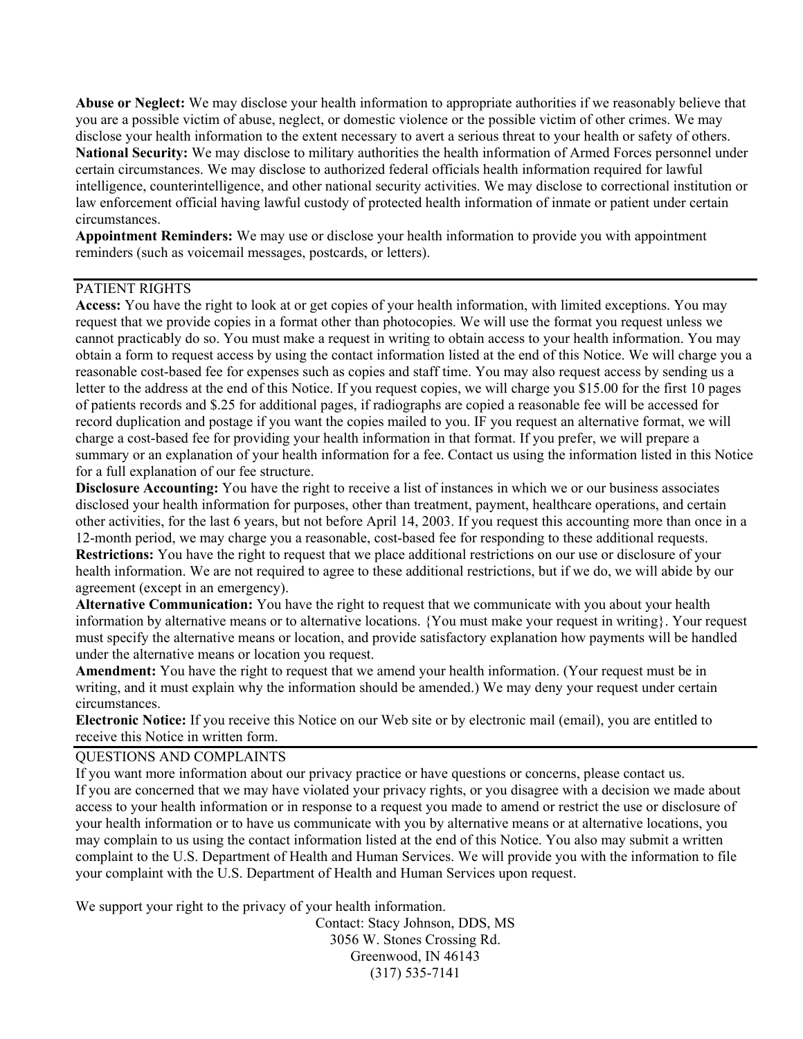**Abuse or Neglect:** We may disclose your health information to appropriate authorities if we reasonably believe that you are a possible victim of abuse, neglect, or domestic violence or the possible victim of other crimes. We may disclose your health information to the extent necessary to avert a serious threat to your health or safety of others.
**National Security:** We may disclose to military authorities the health information of Armed Forces personnel under certain circumstances. We may disclose to authorized federal officials health information required for lawful intelligence, counterintelligence, and other national security activities. We may disclose to correctional institution or law enforcement official having lawful custody of protected health information of inmate or patient under certain circumstances.
**Appointment Reminders:** We may use or disclose your health information to provide you with appointment reminders (such as voicemail messages, postcards, or letters).

## PATIENT RIGHTS

**Access:** You have the right to look at or get copies of your health information, with limited exceptions. You may request that we provide copies in a format other than photocopies. We will use the format you request unless we cannot practicably do so. You must make a request in writing to obtain access to your health information. You may obtain a form to request access by using the contact information listed at the end of this Notice. We will charge you a reasonable cost-based fee for expenses such as copies and staff time. You may also request access by sending us a letter to the address at the end of this Notice. If you request copies, we will charge you $15.00 for the first 10 pages of patients records and $.25 for additional pages, if radiographs are copied a reasonable fee will be accessed for record duplication and postage if you want the copies mailed to you. IF you request an alternative format, we will charge a cost-based fee for providing your health information in that format. If you prefer, we will prepare a summary or an explanation of your health information for a fee. Contact us using the information listed in this Notice for a full explanation of our fee structure.
**Disclosure Accounting:** You have the right to receive a list of instances in which we or our business associates disclosed your health information for purposes, other than treatment, payment, healthcare operations, and certain other activities, for the last 6 years, but not before April 14, 2003. If you request this accounting more than once in a 12-month period, we may charge you a reasonable, cost-based fee for responding to these additional requests.
**Restrictions:** You have the right to request that we place additional restrictions on our use or disclosure of your health information. We are not required to agree to these additional restrictions, but if we do, we will abide by our agreement (except in an emergency).
**Alternative Communication:** You have the right to request that we communicate with you about your health information by alternative means or to alternative locations. {You must make your request in writing}. Your request must specify the alternative means or location, and provide satisfactory explanation how payments will be handled under the alternative means or location you request.
**Amendment:** You have the right to request that we amend your health information. (Your request must be in writing, and it must explain why the information should be amended.) We may deny your request under certain circumstances.
**Electronic Notice:** If you receive this Notice on our Web site or by electronic mail (email), you are entitled to receive this Notice in written form.

## QUESTIONS AND COMPLAINTS

If you want more information about our privacy practice or have questions or concerns, please contact us.
If you are concerned that we may have violated your privacy rights, or you disagree with a decision we made about access to your health information or in response to a request you made to amend or restrict the use or disclosure of your health information or to have us communicate with you by alternative means or at alternative locations, you may complain to us using the contact information listed at the end of this Notice. You also may submit a written complaint to the U.S. Department of Health and Human Services. We will provide you with the information to file your complaint with the U.S. Department of Health and Human Services upon request.

We support your right to the privacy of your health information.

Contact: Stacy Johnson, DDS, MS
3056 W. Stones Crossing Rd.
Greenwood, IN 46143
(317) 535-7141